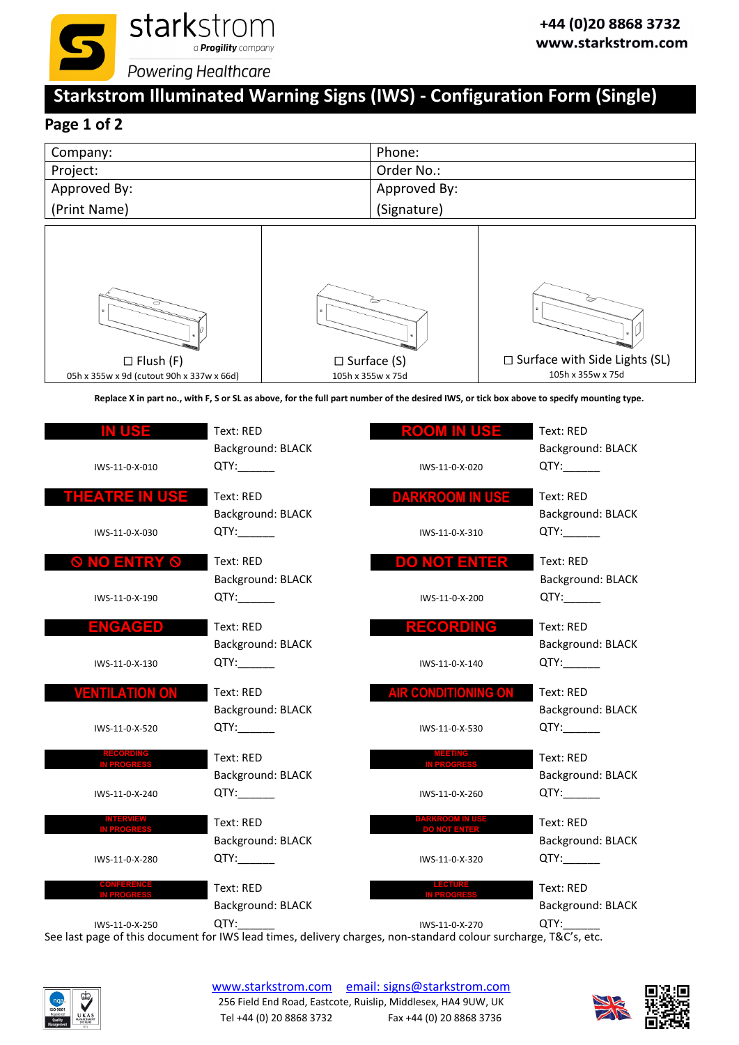starkstrom
a Progility company
Powering Healthcare

+44 (0)20 8868 3732
www.starkstrom.com

# Starkstrom Illuminated Warning Signs (IWS) - Configuration Form (Single)

## Page 1 of 2

| Company: | Phone: |
|---|---|
| Project: | Order No.: |
| Approved By: (Print Name) | Approved By: (Signature) |

| ☐ Flush (F) | ☐ Surface (S) | ☐ Surface with Side Lights (SL) |
|---|---|---|
| 05h x 355w x 9d (cutout 90h x 337w x 66d) | 105h x 355w x 75d | 105h x 355w x 75d |

**Replace X in part no., with F, S or SL as above, for the full part number of the desired IWS, or tick box above to specify mounting type.**

| Sign | Part No. | Details | Sign | Part No. | Details |
|---|---|---|---|---|---|
| IN USE | IWS-11-0-X-010 | Text: RED<br>Background: BLACK<br>QTY:______ | ROOM IN USE | IWS-11-0-X-020 | Text: RED<br>Background: BLACK<br>QTY:______ |
| THEATRE IN USE | IWS-11-0-X-030 | Text: RED<br>Background: BLACK<br>QTY:______ | DARKROOM IN USE | IWS-11-0-X-310 | Text: RED<br>Background: BLACK<br>QTY:______ |
| ⦸ NO ENTRY ⦸ | IWS-11-0-X-190 | Text: RED<br>Background: BLACK<br>QTY:______ | DO NOT ENTER | IWS-11-0-X-200 | Text: RED<br>Background: BLACK<br>QTY:______ |
| ENGAGED | IWS-11-0-X-130 | Text: RED<br>Background: BLACK<br>QTY:______ | RECORDING | IWS-11-0-X-140 | Text: RED<br>Background: BLACK<br>QTY:______ |
| VENTILATION ON | IWS-11-0-X-520 | Text: RED<br>Background: BLACK<br>QTY:______ | AIR CONDITIONING ON | IWS-11-0-X-530 | Text: RED<br>Background: BLACK<br>QTY:______ |
| RECORDING IN PROGRESS | IWS-11-0-X-240 | Text: RED<br>Background: BLACK<br>QTY:______ | MEETING IN PROGRESS | IWS-11-0-X-260 | Text: RED<br>Background: BLACK<br>QTY:______ |
| INTERVIEW IN PROGRESS | IWS-11-0-X-280 | Text: RED<br>Background: BLACK<br>QTY:______ | DARKROOM IN USE DO NOT ENTER | IWS-11-0-X-320 | Text: RED<br>Background: BLACK<br>QTY:______ |
| CONFERENCE IN PROGRESS | IWS-11-0-X-250 | Text: RED<br>Background: BLACK<br>QTY:______ | LECTURE IN PROGRESS | IWS-11-0-X-270 | Text: RED<br>Background: BLACK<br>QTY:______ |

See last page of this document for IWS lead times, delivery charges, non-standard colour surcharge, T&C's, etc.

www.starkstrom.com    email: signs@starkstrom.com
256 Field End Road, Eastcote, Ruislip, Middlesex, HA4 9UW, UK
Tel +44 (0) 20 8868 3732    Fax +44 (0) 20 8868 3736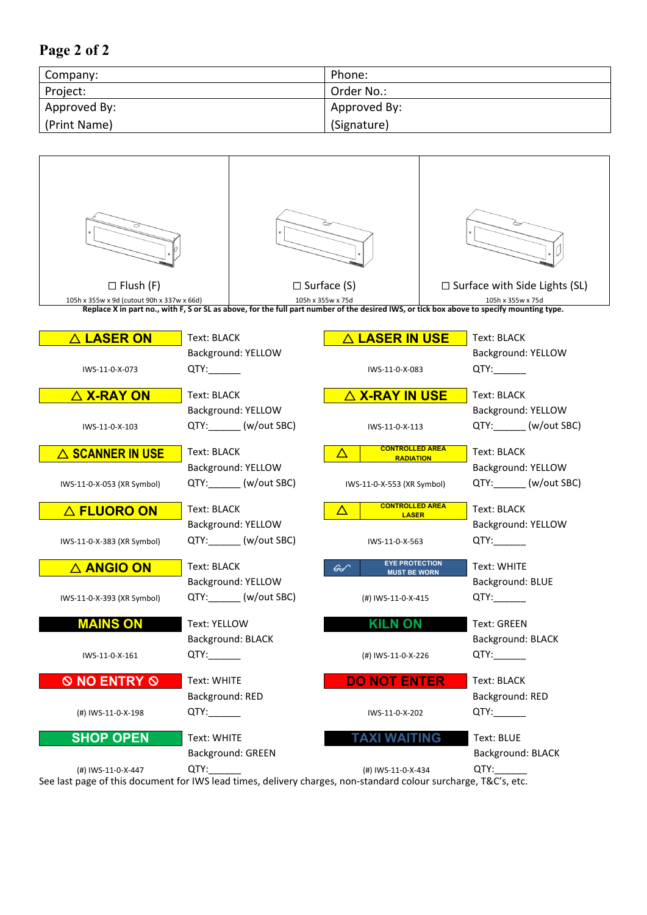# Page 2 of 2

| Company: | Phone: |
|---|---|
| Project: | Order No.: |
| Approved By: (Print Name) | Approved By: (Signature) |

| ☐ Flush (F) | ☐ Surface (S) | ☐ Surface with Side Lights (SL) |
|---|---|---|
| 105h x 355w x 9d (cutout 90h x 337w x 66d) | 105h x 355w x 75d | 105h x 355w x 75d |

**Replace X in part no., with F, S or SL as above, for the full part number of the desired IWS, or tick box above to specify mounting type.**

| Sign | Details | Sign | Details |
|---|---|---|---|
| △ LASER ON | Text: BLACK | △ LASER IN USE | Text: BLACK |
| | Background: YELLOW | | Background: YELLOW |
| IWS-11-0-X-073 | QTY:______ | IWS-11-0-X-083 | QTY:______ |
| △ X-RAY ON | Text: BLACK | △ X-RAY IN USE | Text: BLACK |
| | Background: YELLOW | | Background: YELLOW |
| IWS-11-0-X-103 | QTY:______ (w/out SBC) | IWS-11-0-X-113 | QTY:______ (w/out SBC) |
| △ SCANNER IN USE | Text: BLACK | △ CONTROLLED AREA RADIATION | Text: BLACK |
| | Background: YELLOW | | Background: YELLOW |
| IWS-11-0-X-053 (XR Symbol) | QTY:______ (w/out SBC) | IWS-11-0-X-553 (XR Symbol) | QTY:______ (w/out SBC) |
| △ FLUORO ON | Text: BLACK | △ CONTROLLED AREA LASER | Text: BLACK |
| | Background: YELLOW | | Background: YELLOW |
| IWS-11-0-X-383 (XR Symbol) | QTY:______ (w/out SBC) | IWS-11-0-X-563 | QTY:______ |
| △ ANGIO ON | Text: BLACK | EYE PROTECTION MUST BE WORN | Text: WHITE |
| | Background: YELLOW | | Background: BLUE |
| IWS-11-0-X-393 (XR Symbol) | QTY:______ (w/out SBC) | (#) IWS-11-0-X-415 | QTY:______ |
| MAINS ON | Text: YELLOW | KILN ON | Text: GREEN |
| | Background: BLACK | | Background: BLACK |
| IWS-11-0-X-161 | QTY:______ | (#) IWS-11-0-X-226 | QTY:______ |
| ⦸ NO ENTRY ⦸ | Text: WHITE | DO NOT ENTER | Text: BLACK |
| | Background: RED | | Background: RED |
| (#) IWS-11-0-X-198 | QTY:______ | IWS-11-0-X-202 | QTY:______ |
| SHOP OPEN | Text: WHITE | TAXI WAITING | Text: BLUE |
| | Background: GREEN | | Background: BLACK |
| (#) IWS-11-0-X-447 | QTY:______ | (#) IWS-11-0-X-434 | QTY:______ |

See last page of this document for IWS lead times, delivery charges, non-standard colour surcharge, T&C's, etc.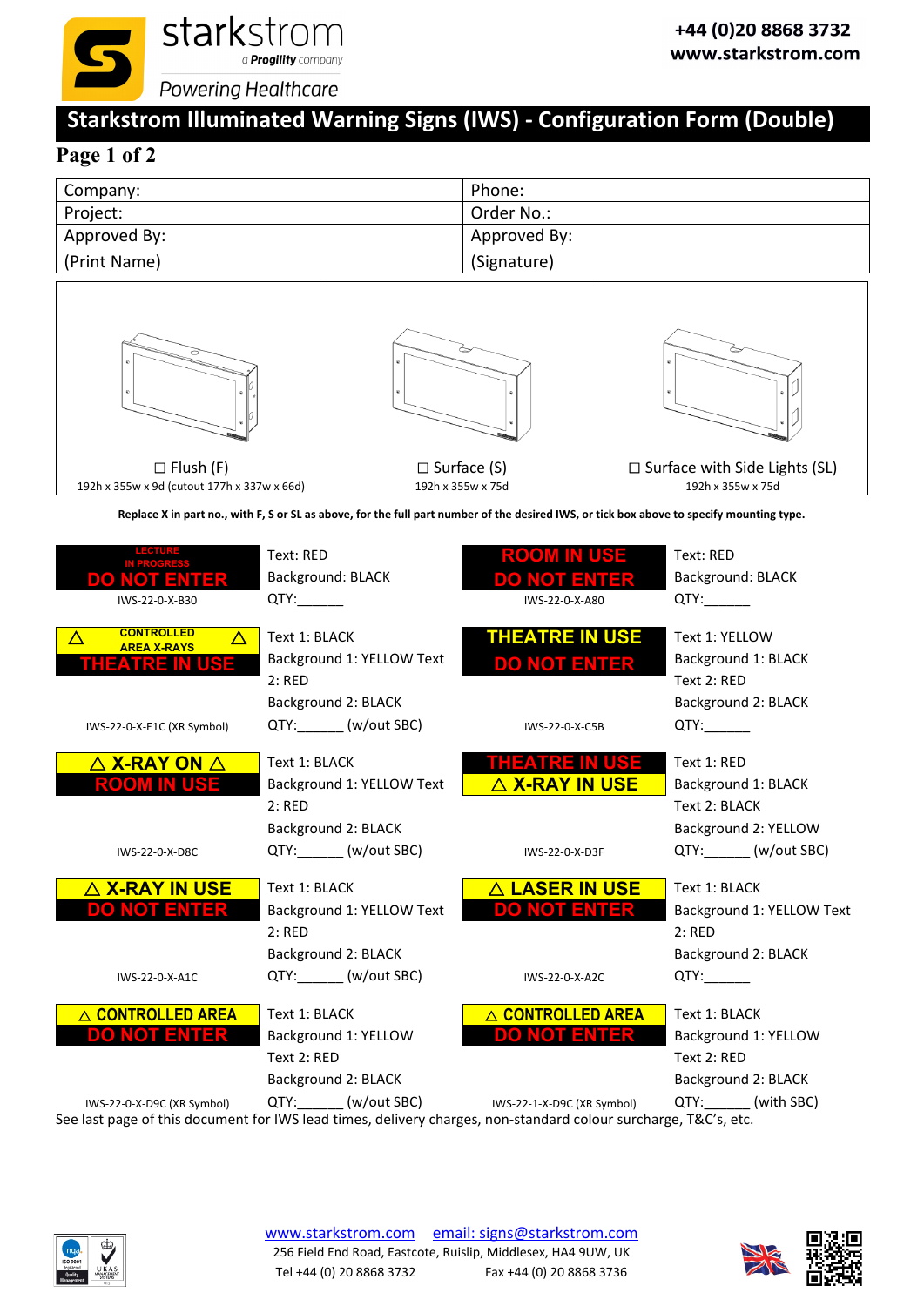starkstrom
a Progility company
Powering Healthcare

+44 (0)20 8868 3732
www.starkstrom.com

# Starkstrom Illuminated Warning Signs (IWS) - Configuration Form (Double)

## Page 1 of 2

| Company: | Phone: |
|---|---|
| Project: | Order No.: |
| Approved By: (Print Name) | Approved By: (Signature) |

| ☐ Flush (F) | ☐ Surface (S) | ☐ Surface with Side Lights (SL) |
|---|---|---|
| 192h x 355w x 9d (cutout 177h x 337w x 66d) | 192h x 355w x 75d | 192h x 355w x 75d |

**Replace X in part no., with F, S or SL as above, for the full part number of the desired IWS, or tick box above to specify mounting type.**

| Sign | Details | Sign | Details |
|---|---|---|---|
| LECTURE IN PROGRESS / DO NOT ENTER<br>IWS-22-0-X-B30 | Text: RED<br>Background: BLACK<br>QTY:______ | ROOM IN USE / DO NOT ENTER<br>IWS-22-0-X-A80 | Text: RED<br>Background: BLACK<br>QTY:______ |
| △ CONTROLLED AREA X-RAYS △ / THEATRE IN USE<br>IWS-22-0-X-E1C (XR Symbol) | Text 1: BLACK<br>Background 1: YELLOW Text 2: RED<br>Background 2: BLACK<br>QTY:______ (w/out SBC) | THEATRE IN USE / DO NOT ENTER<br>IWS-22-0-X-C5B | Text 1: YELLOW<br>Background 1: BLACK<br>Text 2: RED<br>Background 2: BLACK<br>QTY:______ |
| △ X-RAY ON △ / ROOM IN USE<br>IWS-22-0-X-D8C | Text 1: BLACK<br>Background 1: YELLOW Text 2: RED<br>Background 2: BLACK<br>QTY:______ (w/out SBC) | THEATRE IN USE / △ X-RAY IN USE<br>IWS-22-0-X-D3F | Text 1: RED<br>Background 1: BLACK<br>Text 2: BLACK<br>Background 2: YELLOW<br>QTY:______ (w/out SBC) |
| △ X-RAY IN USE / DO NOT ENTER<br>IWS-22-0-X-A1C | Text 1: BLACK<br>Background 1: YELLOW Text 2: RED<br>Background 2: BLACK<br>QTY:______ (w/out SBC) | △ LASER IN USE / DO NOT ENTER<br>IWS-22-0-X-A2C | Text 1: BLACK<br>Background 1: YELLOW Text 2: RED<br>Background 2: BLACK<br>QTY:______ |
| △ CONTROLLED AREA / DO NOT ENTER<br>IWS-22-0-X-D9C (XR Symbol) | Text 1: BLACK<br>Background 1: YELLOW<br>Text 2: RED<br>Background 2: BLACK<br>QTY:______ (w/out SBC) | △ CONTROLLED AREA / DO NOT ENTER<br>IWS-22-1-X-D9C (XR Symbol) | Text 1: BLACK<br>Background 1: YELLOW<br>Text 2: RED<br>Background 2: BLACK<br>QTY:______ (with SBC) |

See last page of this document for IWS lead times, delivery charges, non-standard colour surcharge, T&C's, etc.

www.starkstrom.com email: signs@starkstrom.com
256 Field End Road, Eastcote, Ruislip, Middlesex, HA4 9UW, UK
Tel +44 (0) 20 8868 3732 Fax +44 (0) 20 8868 3736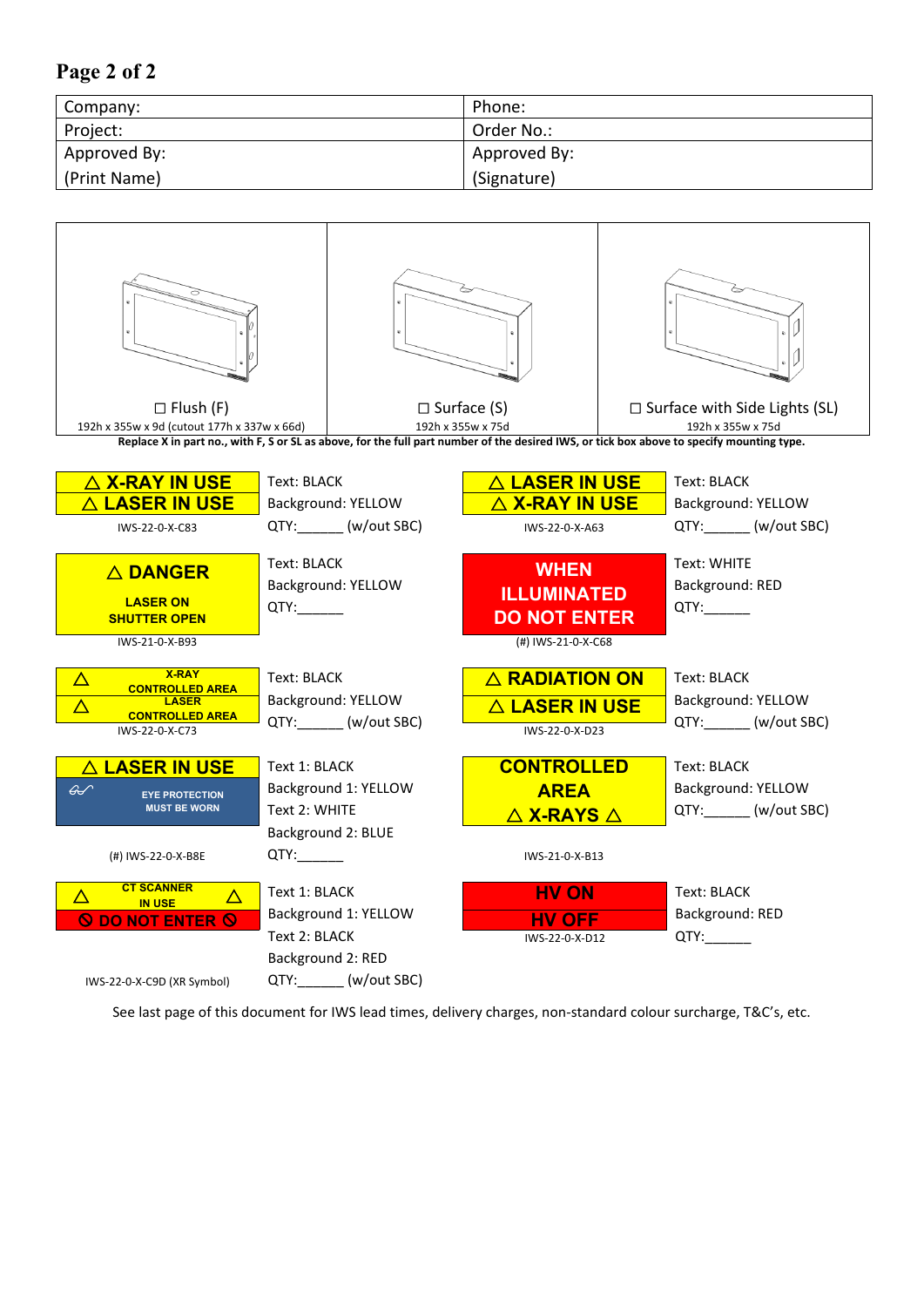Page 2 of 2

| Company: | Phone: |
|---|---|
| Project: | Order No.: |
| Approved By: (Print Name) | Approved By: (Signature) |

| ☐ Flush (F) | ☐ Surface (S) | ☐ Surface with Side Lights (SL) |
|---|---|---|
| 192h x 355w x 9d (cutout 177h x 337w x 66d) | 192h x 355w x 75d | 192h x 355w x 75d |

**Replace X in part no., with F, S or SL as above, for the full part number of the desired IWS, or tick box above to specify mounting type.**

| Sign | Details | Sign | Details |
|---|---|---|---|
| △ X-RAY IN USE / △ LASER IN USE<br>IWS-22-0-X-C83 | Text: BLACK<br>Background: YELLOW<br>QTY:______ (w/out SBC) | △ LASER IN USE / △ X-RAY IN USE<br>IWS-22-0-X-A63 | Text: BLACK<br>Background: YELLOW<br>QTY:______ (w/out SBC) |
| △ DANGER<br>LASER ON<br>SHUTTER OPEN<br>IWS-21-0-X-B93 | Text: BLACK<br>Background: YELLOW<br>QTY:______ | WHEN ILLUMINATED DO NOT ENTER<br>(#) IWS-21-0-X-C68 | Text: WHITE<br>Background: RED<br>QTY:______ |
| △ X-RAY CONTROLLED AREA / △ LASER CONTROLLED AREA<br>IWS-22-0-X-C73 | Text: BLACK<br>Background: YELLOW<br>QTY:______ (w/out SBC) | △ RADIATION ON / △ LASER IN USE<br>IWS-22-0-X-D23 | Text: BLACK<br>Background: YELLOW<br>QTY:______ (w/out SBC) |
| △ LASER IN USE / EYE PROTECTION MUST BE WORN<br>(#) IWS-22-0-X-B8E | Text 1: BLACK<br>Background 1: YELLOW<br>Text 2: WHITE<br>Background 2: BLUE<br>QTY:______ | CONTROLLED AREA △ X-RAYS △<br>IWS-21-0-X-B13 | Text: BLACK<br>Background: YELLOW<br>QTY:______ (w/out SBC) |
| △ CT SCANNER IN USE △ / ⊘ DO NOT ENTER ⊘<br>IWS-22-0-X-C9D (XR Symbol) | Text 1: BLACK<br>Background 1: YELLOW<br>Text 2: BLACK<br>Background 2: RED<br>QTY:______ (w/out SBC) | HV ON / HV OFF<br>IWS-22-0-X-D12 | Text: BLACK<br>Background: RED<br>QTY:______ |

See last page of this document for IWS lead times, delivery charges, non-standard colour surcharge, T&C's, etc.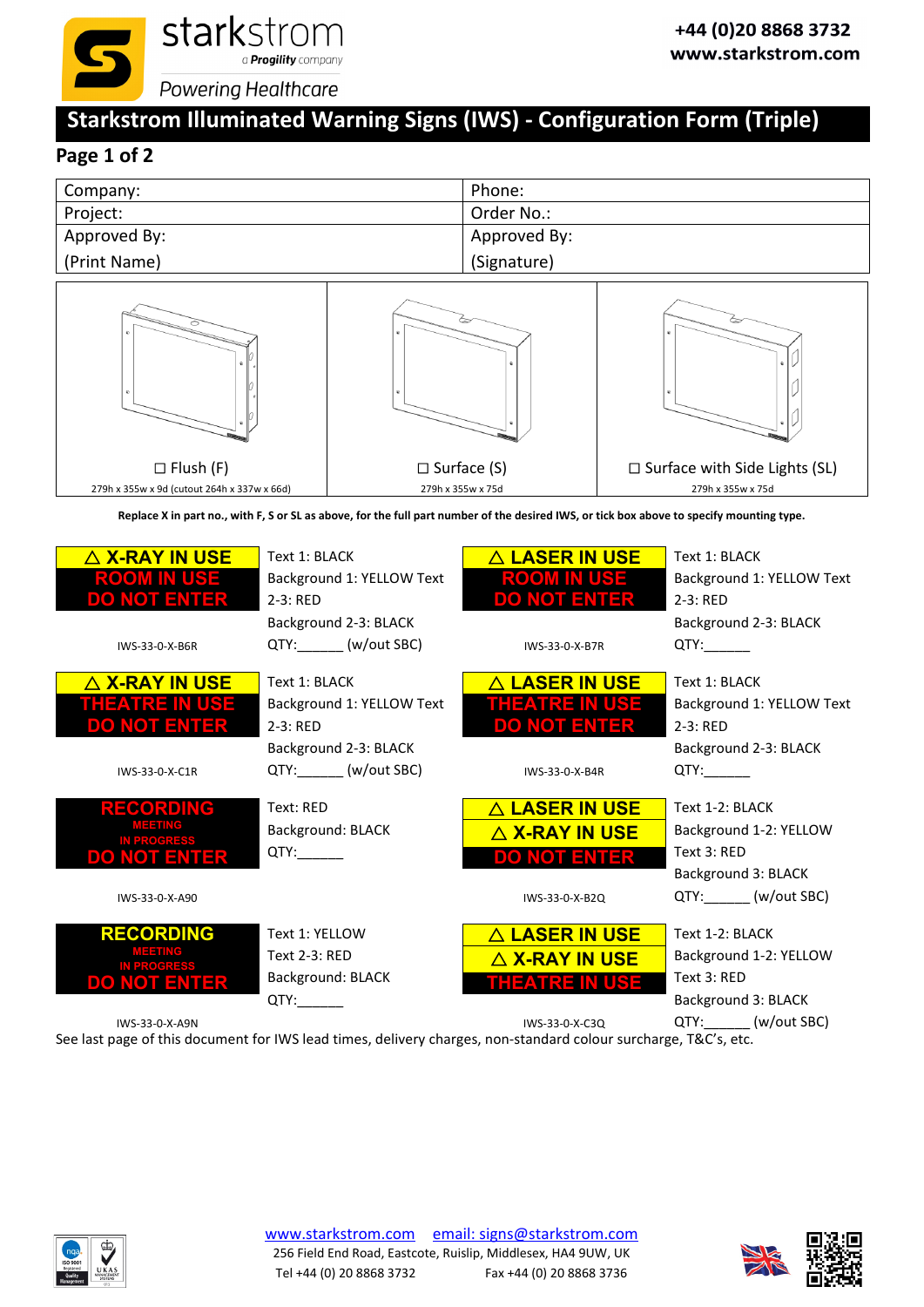# Starkstrom Illuminated Warning Signs (IWS) - Configuration Form (Triple)

## Page 1 of 2

| Company: | Phone: |
|---|---|
| Project: | Order No.: |
| Approved By: (Print Name) | Approved By: (Signature) |

| ☐ Flush (F) | ☐ Surface (S) | ☐ Surface with Side Lights (SL) |
|---|---|---|
| 279h x 355w x 9d (cutout 264h x 337w x 66d) | 279h x 355w x 75d | 279h x 355w x 75d |

**Replace X in part no., with F, S or SL as above, for the full part number of the desired IWS, or tick box above to specify mounting type.**

| Sign | Specification | Sign | Specification |
|---|---|---|---|
| △ X-RAY IN USE / ROOM IN USE / DO NOT ENTER — IWS-33-0-X-B6R | Text 1: BLACK; Background 1: YELLOW; Text 2-3: RED; Background 2-3: BLACK; QTY:______ (w/out SBC) | △ LASER IN USE / ROOM IN USE / DO NOT ENTER — IWS-33-0-X-B7R | Text 1: BLACK; Background 1: YELLOW; Text 2-3: RED; Background 2-3: BLACK; QTY:______ |
| △ X-RAY IN USE / THEATRE IN USE / DO NOT ENTER — IWS-33-0-X-C1R | Text 1: BLACK; Background 1: YELLOW; Text 2-3: RED; Background 2-3: BLACK; QTY:______ (w/out SBC) | △ LASER IN USE / THEATRE IN USE / DO NOT ENTER — IWS-33-0-X-B4R | Text 1: BLACK; Background 1: YELLOW; Text 2-3: RED; Background 2-3: BLACK; QTY:______ |
| RECORDING / MEETING IN PROGRESS / DO NOT ENTER — IWS-33-0-X-A90 | Text: RED; Background: BLACK; QTY:______ | △ LASER IN USE / △ X-RAY IN USE / DO NOT ENTER — IWS-33-0-X-B2Q | Text 1-2: BLACK; Background 1-2: YELLOW; Text 3: RED; Background 3: BLACK; QTY:______ (w/out SBC) |
| RECORDING / MEETING IN PROGRESS / DO NOT ENTER — IWS-33-0-X-A9N | Text 1: YELLOW; Text 2-3: RED; Background: BLACK; QTY:______ | △ LASER IN USE / △ X-RAY IN USE / THEATRE IN USE — IWS-33-0-X-C3Q | Text 1-2: BLACK; Background 1-2: YELLOW; Text 3: RED; Background 3: BLACK; QTY:______ (w/out SBC) |

See last page of this document for IWS lead times, delivery charges, non-standard colour surcharge, T&C's, etc.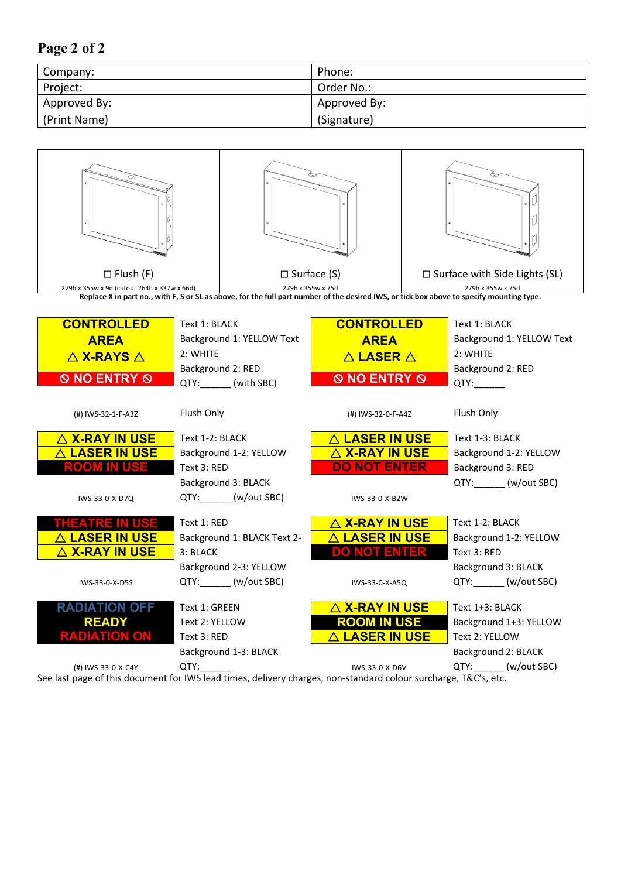## Page 2 of 2

| Company: | Phone: |
|---|---|
| Project: | Order No.: |
| Approved By: (Print Name) | Approved By: (Signature) |

| ☐ Flush (F) | ☐ Surface (S) | ☐ Surface with Side Lights (SL) |
|---|---|---|
| 279h x 355w x 9d (cutout 264h x 337w x 66d) | 279h x 355w x 75d | 279h x 355w x 75d |

**Replace X in part no., with F, S or SL as above, for the full part number of the desired IWS, or tick box above to specify mounting type.**

| Sign | Details | Sign | Details |
|---|---|---|---|
| CONTROLLED AREA △ X-RAYS △ ⦸ NO ENTRY ⦸ | Text 1: BLACK<br>Background 1: YELLOW Text 2: WHITE<br>Background 2: RED<br>QTY:______ (with SBC) | CONTROLLED AREA △ LASER △ ⦸ NO ENTRY ⦸ | Text 1: BLACK<br>Background 1: YELLOW Text 2: WHITE<br>Background 2: RED<br>QTY:______ |
| (#) IWS-32-1-F-A3Z | Flush Only | (#) IWS-32-0-F-A4Z | Flush Only |
| △ X-RAY IN USE<br>△ LASER IN USE<br>ROOM IN USE | Text 1-2: BLACK<br>Background 1-2: YELLOW<br>Text 3: RED<br>Background 3: BLACK<br>QTY:______ (w/out SBC) | △ LASER IN USE<br>△ X-RAY IN USE<br>DO NOT ENTER | Text 1-3: BLACK<br>Background 1-2: YELLOW<br>Background 3: RED<br>QTY:______ (w/out SBC) |
| IWS-33-0-X-D7Q | | IWS-33-0-X-B2W | |
| THEATRE IN USE<br>△ LASER IN USE<br>△ X-RAY IN USE | Text 1: RED<br>Background 1: BLACK Text 2-3: BLACK<br>Background 2-3: YELLOW<br>QTY:______ (w/out SBC) | △ X-RAY IN USE<br>△ LASER IN USE<br>DO NOT ENTER | Text 1-2: BLACK<br>Background 1-2: YELLOW<br>Text 3: RED<br>Background 3: BLACK<br>QTY:______ (w/out SBC) |
| IWS-33-0-X-D5S | | IWS-33-0-X-A5Q | |
| RADIATION OFF<br>READY<br>RADIATION ON | Text 1: GREEN<br>Text 2: YELLOW<br>Text 3: RED<br>Background 1-3: BLACK<br>QTY:______ | △ X-RAY IN USE<br>ROOM IN USE<br>△ LASER IN USE | Text 1+3: BLACK<br>Background 1+3: YELLOW<br>Text 2: YELLOW<br>Background 2: BLACK<br>QTY:______ (w/out SBC) |
| (#) IWS-33-0-X-C4Y | | IWS-33-0-X-D6V | |

See last page of this document for IWS lead times, delivery charges, non-standard colour surcharge, T&C's, etc.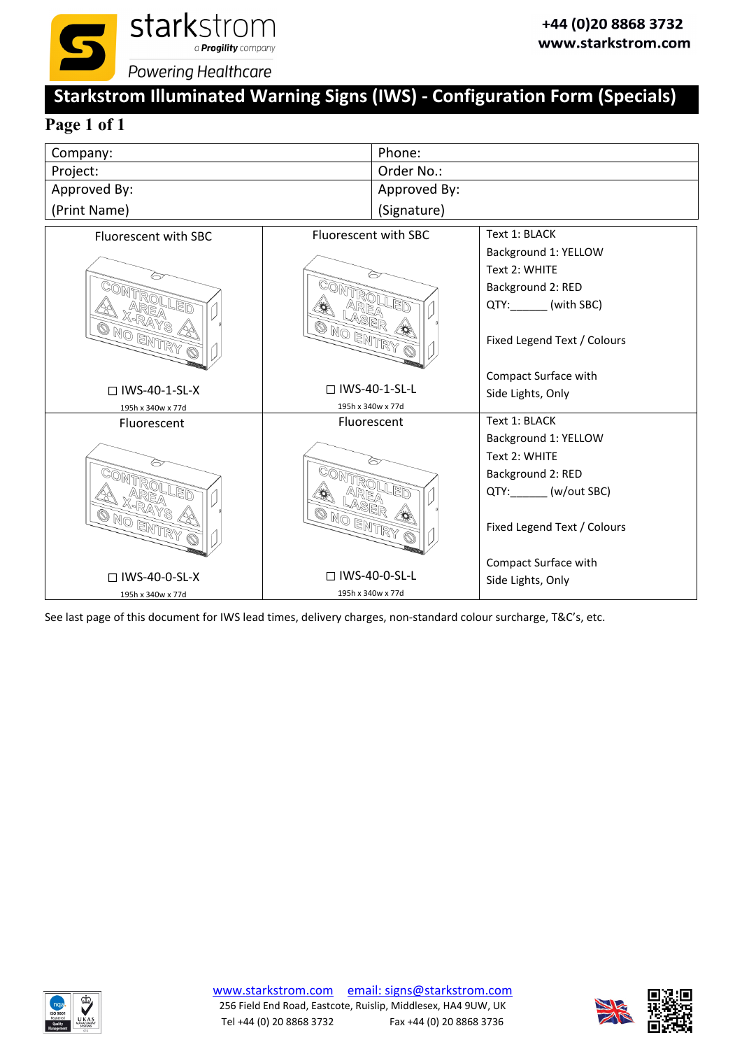starkstrom
*a Progility company*
*Powering Healthcare*

**+44 (0)20 8868 3732**
**www.starkstrom.com**

# Starkstrom Illuminated Warning Signs (IWS) - Configuration Form (Specials)

## Page 1 of 1

| Company: | Phone: |
|---|---|
| Project: | Order No.: |
| Approved By: (Print Name) | Approved By: (Signature) |

| Fluorescent with SBC | Fluorescent with SBC | |
|---|---|---|
| CONTROLLED AREA X-RAYS NO ENTRY | CONTROLLED AREA LASER NO ENTRY | Text 1: BLACK<br>Background 1: YELLOW<br>Text 2: WHITE<br>Background 2: RED<br>QTY:______ (with SBC)<br><br>Fixed Legend Text / Colours<br><br>Compact Surface with Side Lights, Only |
| ☐ IWS-40-1-SL-X<br>195h x 340w x 77d | ☐ IWS-40-1-SL-L<br>195h x 340w x 77d | |
| **Fluorescent** | **Fluorescent** | |
| CONTROLLED AREA X-RAYS NO ENTRY | CONTROLLED AREA LASER NO ENTRY | Text 1: BLACK<br>Background 1: YELLOW<br>Text 2: WHITE<br>Background 2: RED<br>QTY:______ (w/out SBC)<br><br>Fixed Legend Text / Colours<br><br>Compact Surface with Side Lights, Only |
| ☐ IWS-40-0-SL-X<br>195h x 340w x 77d | ☐ IWS-40-0-SL-L<br>195h x 340w x 77d | |

See last page of this document for IWS lead times, delivery charges, non-standard colour surcharge, T&C's, etc.

www.starkstrom.com email: signs@starkstrom.com
256 Field End Road, Eastcote, Ruislip, Middlesex, HA4 9UW, UK
Tel +44 (0) 20 8868 3732 Fax +44 (0) 20 8868 3736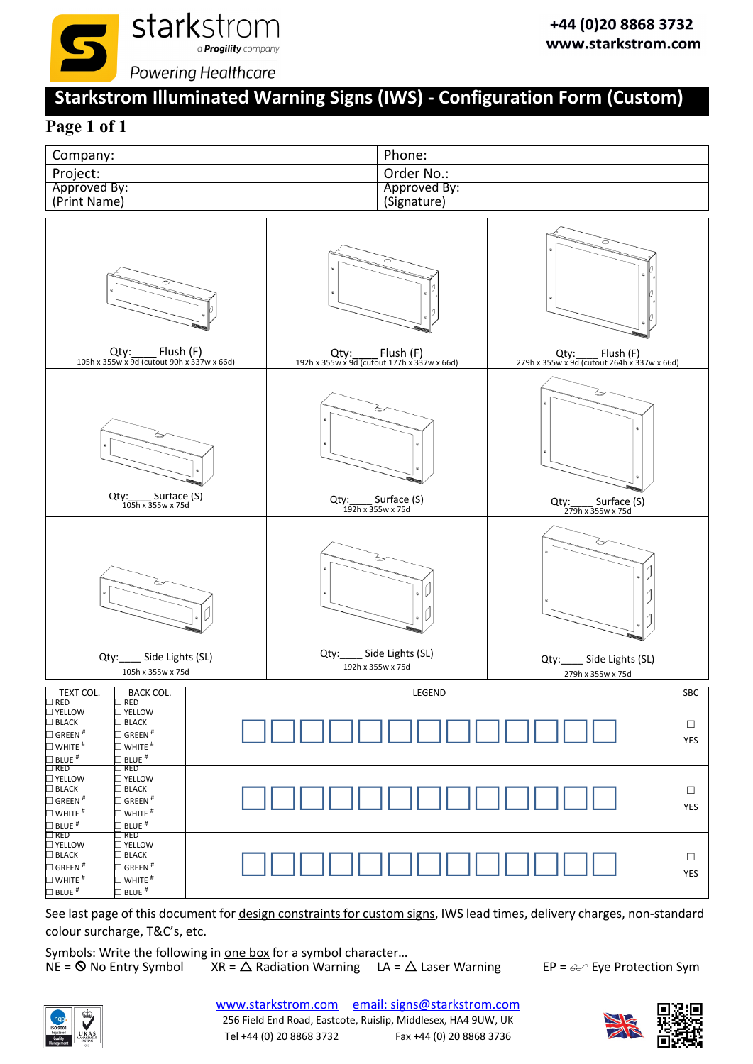starkstrom
a Progility company
Powering Healthcare

+44 (0)20 8868 3732
www.starkstrom.com

# Starkstrom Illuminated Warning Signs (IWS) - Configuration Form (Custom)

## Page 1 of 1

| Company: | Phone: |
|---|---|
| Project: | Order No.: |
| Approved By: (Print Name) | Approved By: (Signature) |

| | | |
|---|---|---|
| Qty:____ Flush (F) 105h x 355w x 9d (cutout 90h x 337w x 66d) | Qty:____ Flush (F) 192h x 355w x 9d (cutout 177h x 337w x 66d) | Qty:____ Flush (F) 279h x 355w x 9d (cutout 264h x 337w x 66d) |
| Qty:____ Surface (S) 105h x 355w x 75d | Qty:____ Surface (S) 192h x 355w x 75d | Qty:____ Surface (S) 279h x 355w x 75d |
| Qty:____ Side Lights (SL) 105h x 355w x 75d | Qty:____ Side Lights (SL) 192h x 355w x 75d | Qty:____ Side Lights (SL) 279h x 355w x 75d |

| TEXT COL. | BACK COL. | LEGEND | SBC |
|---|---|---|---|
| ☐ RED ☐ YELLOW ☐ BLACK ☐ GREEN # ☐ WHITE # ☐ BLUE # | ☐ RED ☐ YELLOW ☐ BLACK ☐ GREEN # ☐ WHITE # ☐ BLUE # | ☐☐☐☐☐☐☐☐☐☐☐☐☐ | ☐ YES |
| ☐ RED ☐ YELLOW ☐ BLACK ☐ GREEN # ☐ WHITE # ☐ BLUE # | ☐ RED ☐ YELLOW ☐ BLACK ☐ GREEN # ☐ WHITE # ☐ BLUE # | ☐☐☐☐☐☐☐☐☐☐☐☐☐ | ☐ YES |
| ☐ RED ☐ YELLOW ☐ BLACK ☐ GREEN # ☐ WHITE # ☐ BLUE # | ☐ RED ☐ YELLOW ☐ BLACK ☐ GREEN # ☐ WHITE # ☐ BLUE # | ☐☐☐☐☐☐☐☐☐☐☐☐☐ | ☐ YES |

See last page of this document for design constraints for custom signs, IWS lead times, delivery charges, non-standard colour surcharge, T&C's, etc.

Symbols: Write the following in one box for a symbol character…
NE = ⊘ No Entry Symbol    XR = △ Radiation Warning    LA = △ Laser Warning    EP = Eye Protection Sym

www.starkstrom.com    email: signs@starkstrom.com
256 Field End Road, Eastcote, Ruislip, Middlesex, HA4 9UW, UK
Tel +44 (0) 20 8868 3732    Fax +44 (0) 20 8868 3736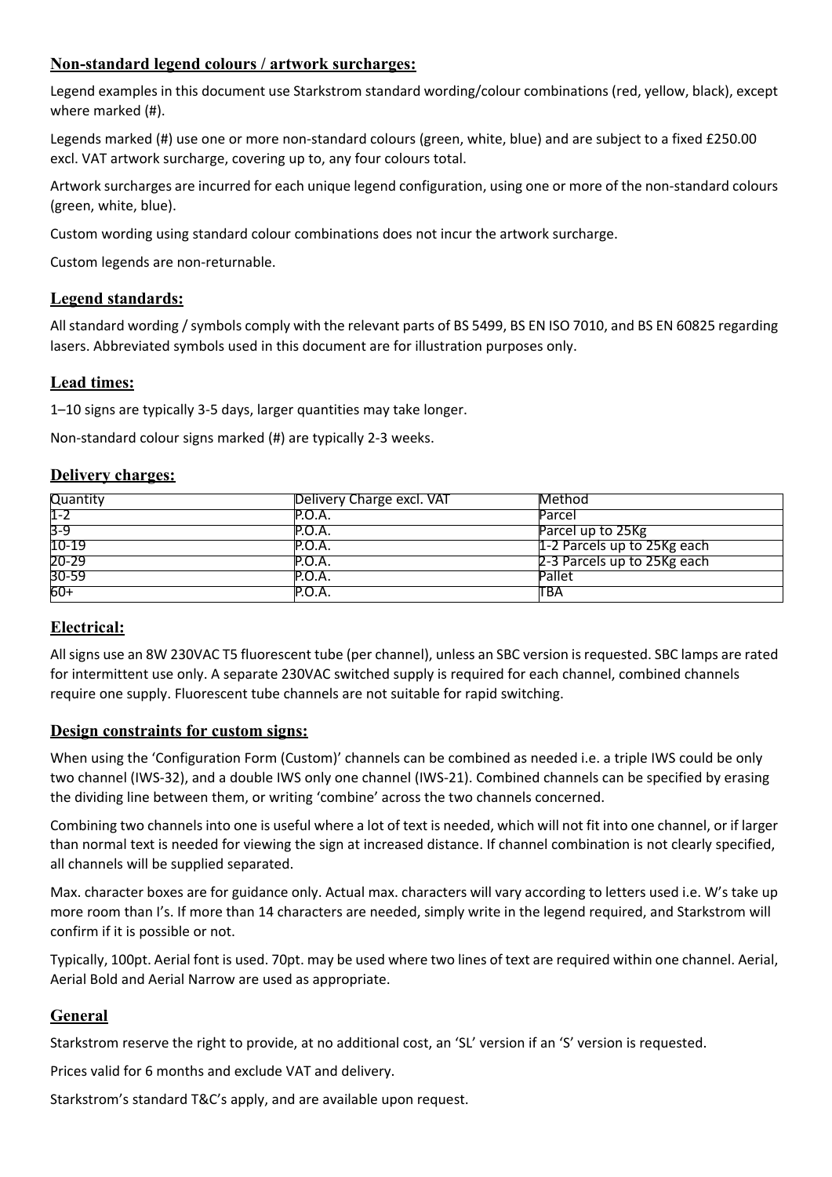## Non-standard legend colours / artwork surcharges:

Legend examples in this document use Starkstrom standard wording/colour combinations (red, yellow, black), except where marked (#).

Legends marked (#) use one or more non-standard colours (green, white, blue) and are subject to a fixed £250.00 excl. VAT artwork surcharge, covering up to, any four colours total.

Artwork surcharges are incurred for each unique legend configuration, using one or more of the non-standard colours (green, white, blue).

Custom wording using standard colour combinations does not incur the artwork surcharge.

Custom legends are non-returnable.

## Legend standards:

All standard wording / symbols comply with the relevant parts of BS 5499, BS EN ISO 7010, and BS EN 60825 regarding lasers. Abbreviated symbols used in this document are for illustration purposes only.

## Lead times:

1–10 signs are typically 3-5 days, larger quantities may take longer.

Non-standard colour signs marked (#) are typically 2-3 weeks.

## Delivery charges:

| Quantity | Delivery Charge excl. VAT | Method |
|---|---|---|
| 1-2 | P.O.A. | Parcel |
| 3-9 | P.O.A. | Parcel up to 25Kg |
| 10-19 | P.O.A. | 1-2 Parcels up to 25Kg each |
| 20-29 | P.O.A. | 2-3 Parcels up to 25Kg each |
| 30-59 | P.O.A. | Pallet |
| 60+ | P.O.A. | TBA |

## Electrical:

All signs use an 8W 230VAC T5 fluorescent tube (per channel), unless an SBC version is requested. SBC lamps are rated for intermittent use only. A separate 230VAC switched supply is required for each channel, combined channels require one supply. Fluorescent tube channels are not suitable for rapid switching.

## Design constraints for custom signs:

When using the 'Configuration Form (Custom)' channels can be combined as needed i.e. a triple IWS could be only two channel (IWS-32), and a double IWS only one channel (IWS-21). Combined channels can be specified by erasing the dividing line between them, or writing 'combine' across the two channels concerned.

Combining two channels into one is useful where a lot of text is needed, which will not fit into one channel, or if larger than normal text is needed for viewing the sign at increased distance. If channel combination is not clearly specified, all channels will be supplied separated.

Max. character boxes are for guidance only. Actual max. characters will vary according to letters used i.e. W's take up more room than I's. If more than 14 characters are needed, simply write in the legend required, and Starkstrom will confirm if it is possible or not.

Typically, 100pt. Aerial font is used. 70pt. may be used where two lines of text are required within one channel. Aerial, Aerial Bold and Aerial Narrow are used as appropriate.

## General

Starkstrom reserve the right to provide, at no additional cost, an 'SL' version if an 'S' version is requested.

Prices valid for 6 months and exclude VAT and delivery.

Starkstrom's standard T&C's apply, and are available upon request.